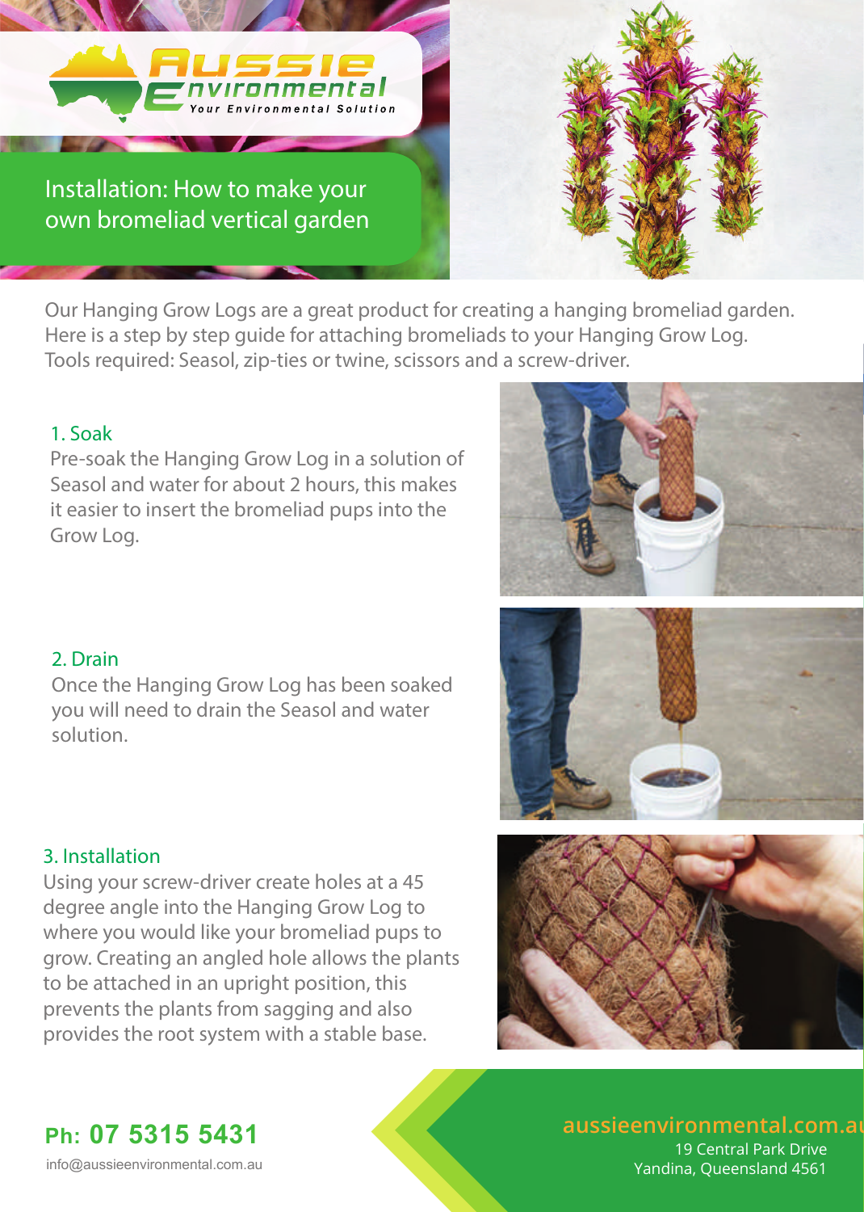Aussie Environmental

Your Environmental Solution

# Installation: How to make your own bromeliad vertical garden

Our Hanging Grow Logs are a great product for creating a hanging bromeliad garden. Here is a step by step guide for attaching bromeliads to your Hanging Grow Log. Tools required: Seasol, zip-ties or twine, scissors and a screw-driver.

### 1. Soak

Pre-soak the Hanging Grow Log in a solution of Seasol and water for about 2 hours, this makes it easier to insert the bromeliad pups into the Grow Log.

### 2. Drain

Once the Hanging Grow Log has been soaked you will need to drain the Seasol and water solution.

### 3. Installation

Using your screw-driver create holes at a 45 degree angle into the Hanging Grow Log to where you would like your bromeliad pups to grow. Creating an angled hole allows the plants to be attached in an upright position, this prevents the plants from sagging and also provides the root system with a stable base.

**Ph: 07 5315 5431**

info@aussieenvironmental.com.au

aussieenvironmental.com.au

19 Central Park Drive
Yandina, Queensland 4561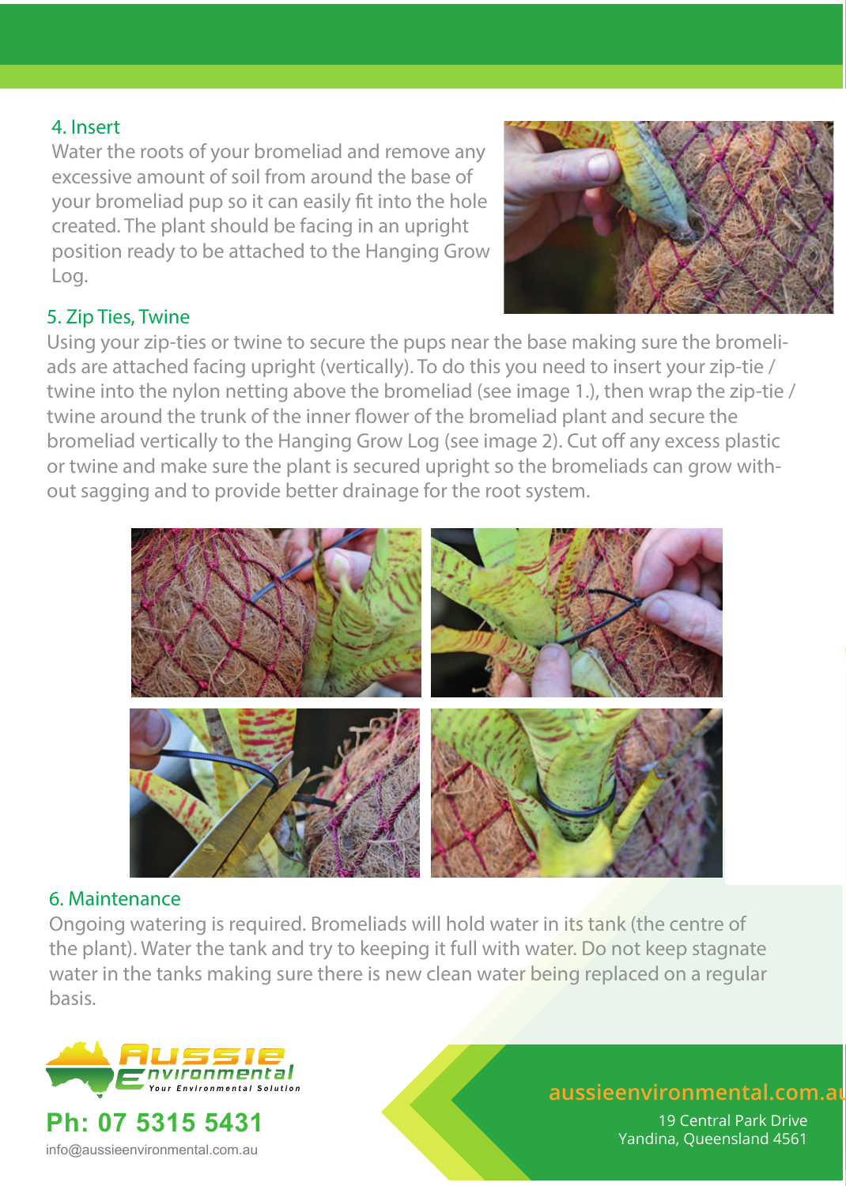## 4. Insert

Water the roots of your bromeliad and remove any excessive amount of soil from around the base of your bromeliad pup so it can easily fit into the hole created. The plant should be facing in an upright position ready to be attached to the Hanging Grow Log.

## 5. Zip Ties, Twine

Using your zip-ties or twine to secure the pups near the base making sure the bromeliads are attached facing upright (vertically). To do this you need to insert your zip-tie / twine into the nylon netting above the bromeliad (see image 1.), then wrap the zip-tie / twine around the trunk of the inner flower of the bromeliad plant and secure the bromeliad vertically to the Hanging Grow Log (see image 2). Cut off any excess plastic or twine and make sure the plant is secured upright so the bromeliads can grow without sagging and to provide better drainage for the root system.

## 6. Maintenance

Ongoing watering is required. Bromeliads will hold water in its tank (the centre of the plant). Water the tank and try to keeping it full with water. Do not keep stagnate water in the tanks making sure there is new clean water being replaced on a regular basis.

Aussie Environmental
Your Environmental Solution

**Ph: 07 5315 5431**

info@aussieenvironmental.com.au

aussieenvironmental.com.au

19 Central Park Drive
Yandina, Queensland 4561